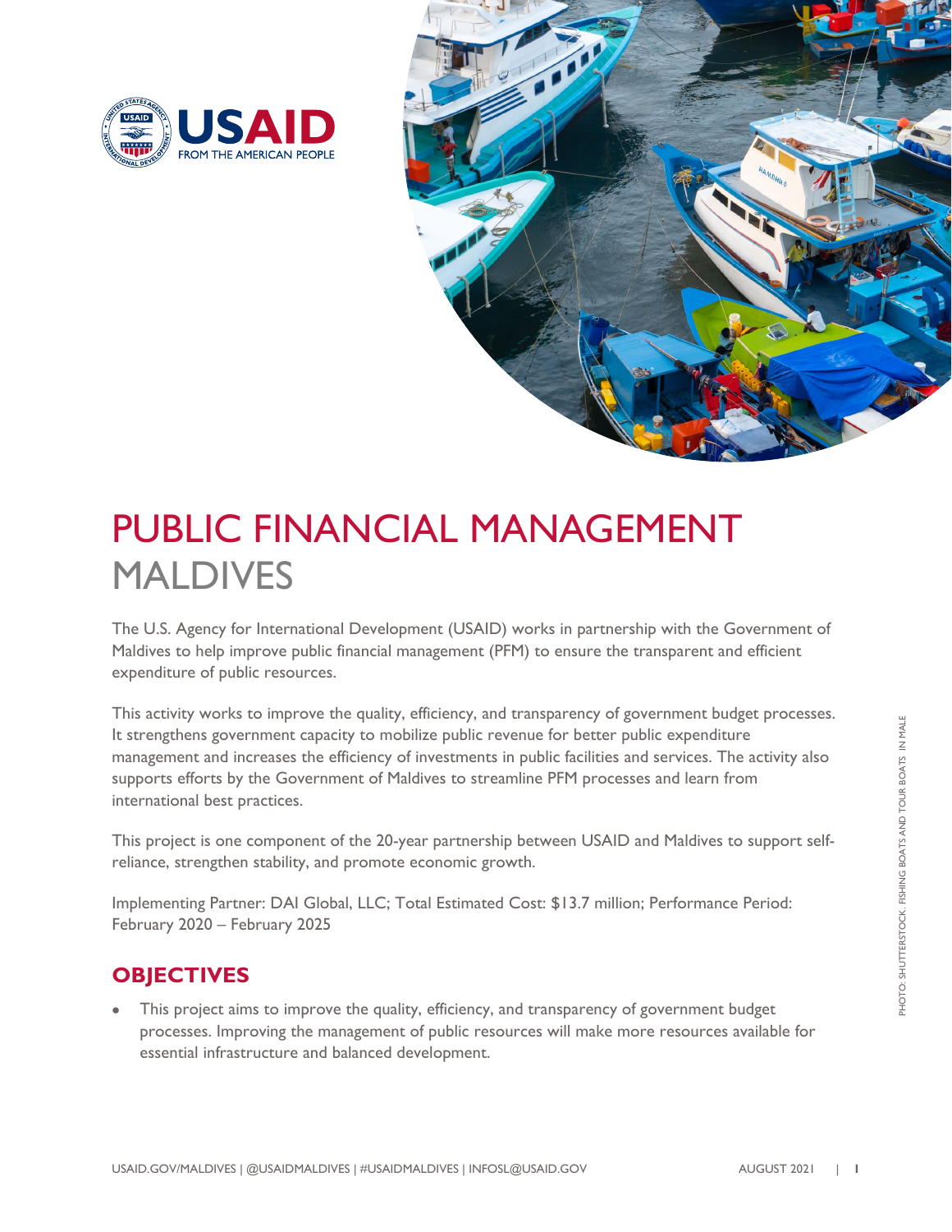# PUBLIC FINANCIAL MANAGEMENT MALDIVES

The U.S. Agency for International Development (USAID) works in partnership with the Government of Maldives to help improve public financial management (PFM) to ensure the transparent and efficient expenditure of public resources.

This activity works to improve the quality, efficiency, and transparency of government budget processes. It strengthens government capacity to mobilize public revenue for better public expenditure management and increases the efficiency of investments in public facilities and services. The activity also supports efforts by the Government of Maldives to streamline PFM processes and learn from international best practices.

This project is one component of the 20-year partnership between USAID and Maldives to support self-reliance, strengthen stability, and promote economic growth.

Implementing Partner: DAI Global, LLC; Total Estimated Cost: $13.7 million; Performance Period: February 2020 – February 2025

PHOTO: SHUTTERSTOCK. FISHING BOATS AND TOUR BOATS IN MALE

## OBJECTIVES

- This project aims to improve the quality, efficiency, and transparency of government budget processes. Improving the management of public resources will make more resources available for essential infrastructure and balanced development.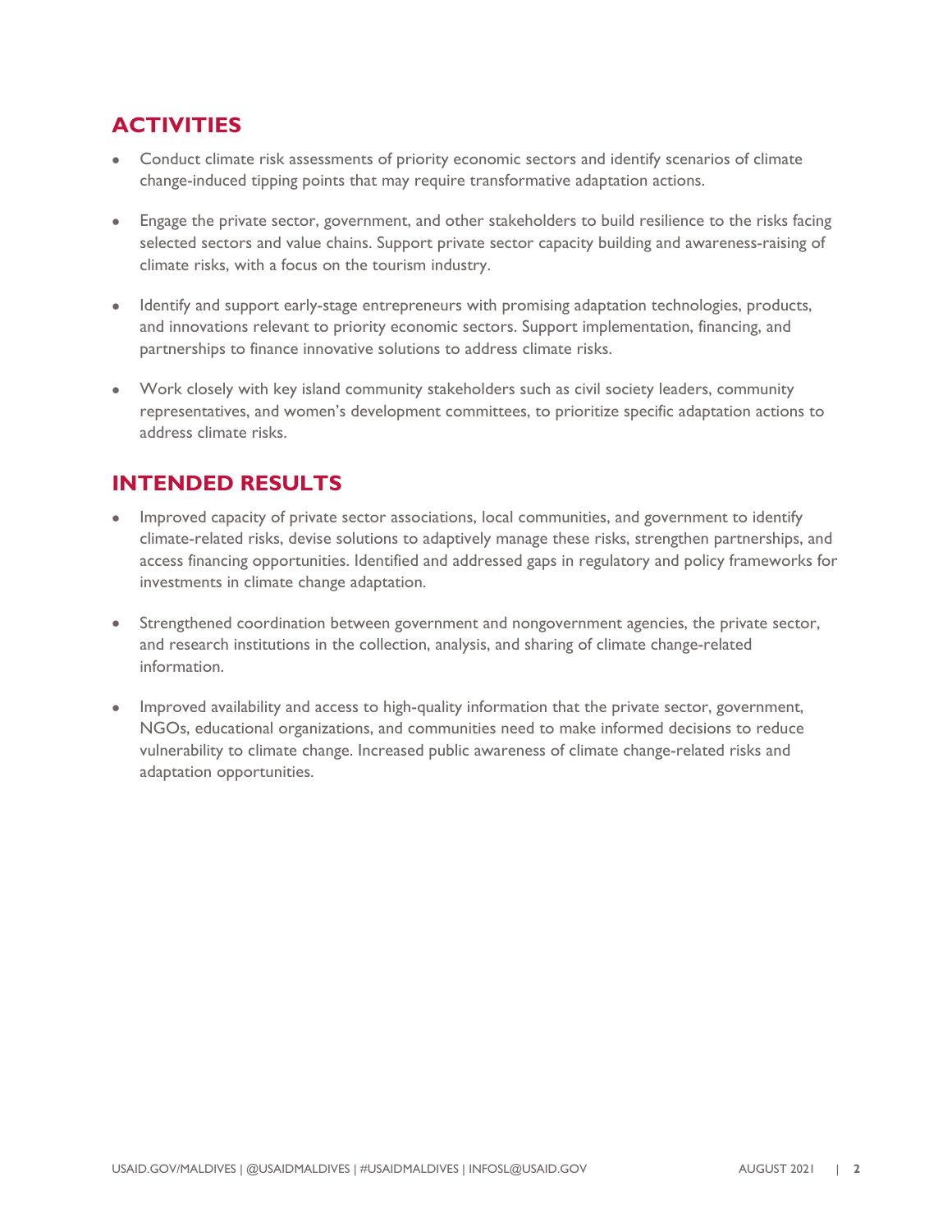## ACTIVITIES

- Conduct climate risk assessments of priority economic sectors and identify scenarios of climate change-induced tipping points that may require transformative adaptation actions.
- Engage the private sector, government, and other stakeholders to build resilience to the risks facing selected sectors and value chains. Support private sector capacity building and awareness-raising of climate risks, with a focus on the tourism industry.
- Identify and support early-stage entrepreneurs with promising adaptation technologies, products, and innovations relevant to priority economic sectors. Support implementation, financing, and partnerships to finance innovative solutions to address climate risks.
- Work closely with key island community stakeholders such as civil society leaders, community representatives, and women's development committees, to prioritize specific adaptation actions to address climate risks.

## INTENDED RESULTS

- Improved capacity of private sector associations, local communities, and government to identify climate-related risks, devise solutions to adaptively manage these risks, strengthen partnerships, and access financing opportunities. Identified and addressed gaps in regulatory and policy frameworks for investments in climate change adaptation.
- Strengthened coordination between government and nongovernment agencies, the private sector, and research institutions in the collection, analysis, and sharing of climate change-related information.
- Improved availability and access to high-quality information that the private sector, government, NGOs, educational organizations, and communities need to make informed decisions to reduce vulnerability to climate change. Increased public awareness of climate change-related risks and adaptation opportunities.